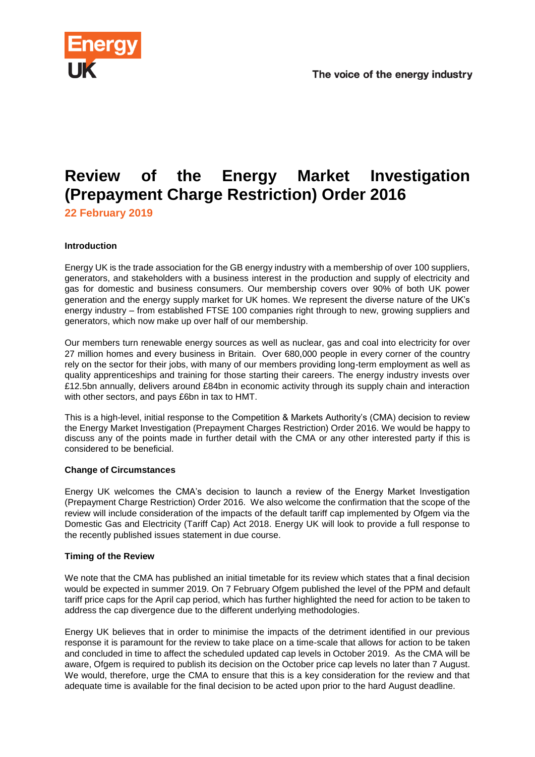# Review of the Energy Market Investigation (Prepayment Charge Restriction) Order 2016

**22 February 2019**

**Introduction**

Energy UK is the trade association for the GB energy industry with a membership of over 100 suppliers, generators, and stakeholders with a business interest in the production and supply of electricity and gas for domestic and business consumers. Our membership covers over 90% of both UK power generation and the energy supply market for UK homes. We represent the diverse nature of the UK's energy industry – from established FTSE 100 companies right through to new, growing suppliers and generators, which now make up over half of our membership.

Our members turn renewable energy sources as well as nuclear, gas and coal into electricity for over 27 million homes and every business in Britain. Over 680,000 people in every corner of the country rely on the sector for their jobs, with many of our members providing long-term employment as well as quality apprenticeships and training for those starting their careers. The energy industry invests over £12.5bn annually, delivers around £84bn in economic activity through its supply chain and interaction with other sectors, and pays £6bn in tax to HMT.

This is a high-level, initial response to the Competition & Markets Authority's (CMA) decision to review the Energy Market Investigation (Prepayment Charges Restriction) Order 2016. We would be happy to discuss any of the points made in further detail with the CMA or any other interested party if this is considered to be beneficial.

**Change of Circumstances**

Energy UK welcomes the CMA's decision to launch a review of the Energy Market Investigation (Prepayment Charge Restriction) Order 2016. We also welcome the confirmation that the scope of the review will include consideration of the impacts of the default tariff cap implemented by Ofgem via the Domestic Gas and Electricity (Tariff Cap) Act 2018. Energy UK will look to provide a full response to the recently published issues statement in due course.

**Timing of the Review**

We note that the CMA has published an initial timetable for its review which states that a final decision would be expected in summer 2019. On 7 February Ofgem published the level of the PPM and default tariff price caps for the April cap period, which has further highlighted the need for action to be taken to address the cap divergence due to the different underlying methodologies.

Energy UK believes that in order to minimise the impacts of the detriment identified in our previous response it is paramount for the review to take place on a time-scale that allows for action to be taken and concluded in time to affect the scheduled updated cap levels in October 2019. As the CMA will be aware, Ofgem is required to publish its decision on the October price cap levels no later than 7 August. We would, therefore, urge the CMA to ensure that this is a key consideration for the review and that adequate time is available for the final decision to be acted upon prior to the hard August deadline.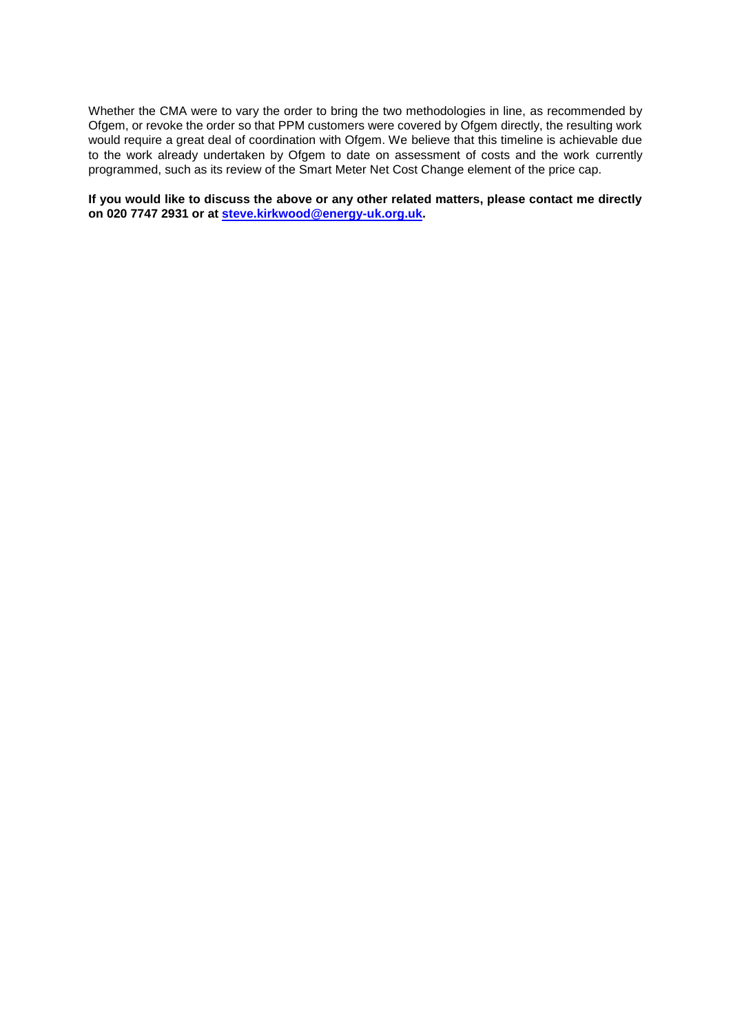Whether the CMA were to vary the order to bring the two methodologies in line, as recommended by Ofgem, or revoke the order so that PPM customers were covered by Ofgem directly, the resulting work would require a great deal of coordination with Ofgem. We believe that this timeline is achievable due to the work already undertaken by Ofgem to date on assessment of costs and the work currently programmed, such as its review of the Smart Meter Net Cost Change element of the price cap.

**If you would like to discuss the above or any other related matters, please contact me directly on 020 7747 2931 or at [steve.kirkwood@energy-uk.org.uk](mailto:steve.kirkwood@energy-uk.org.uk).**